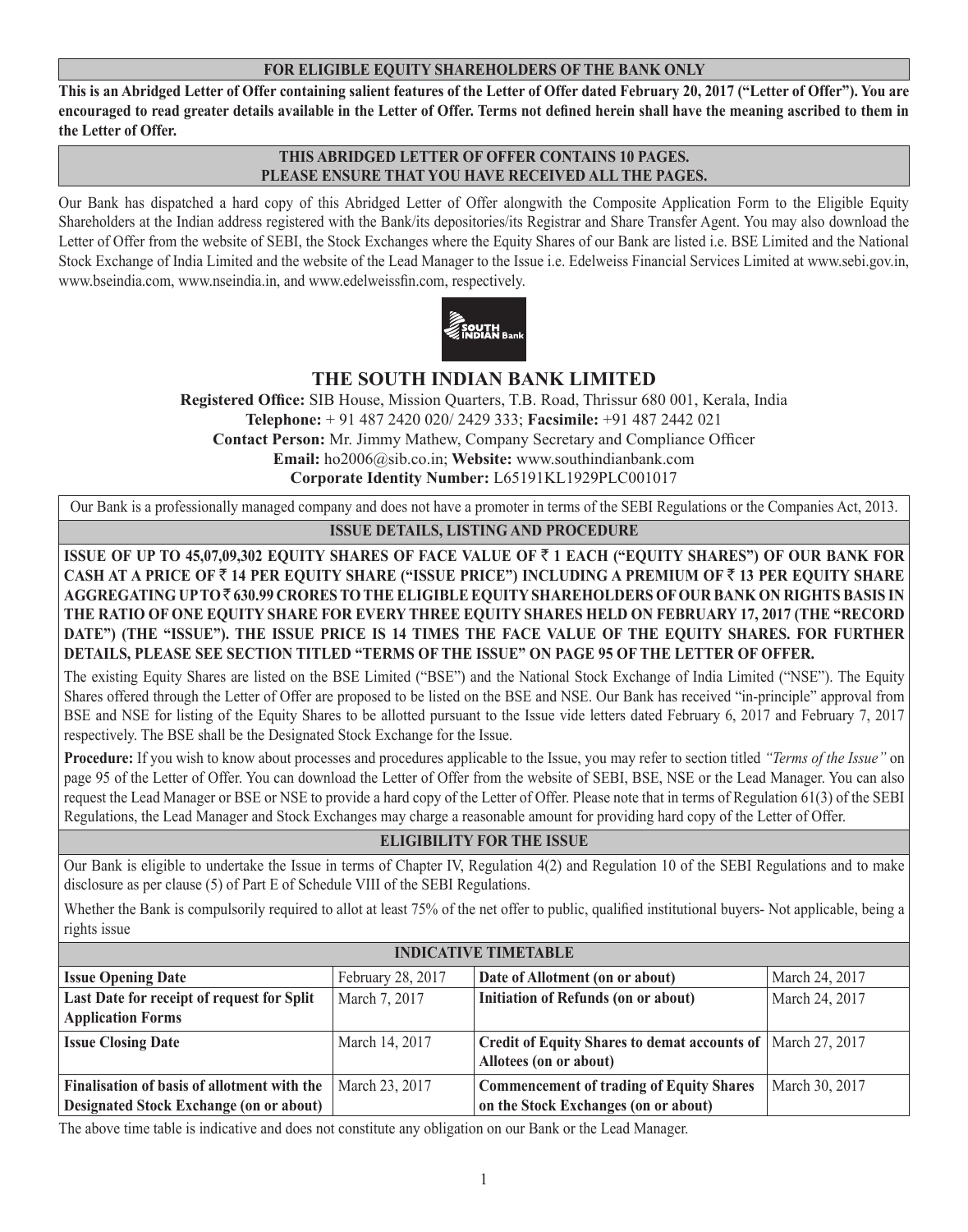**FOR ELIGIBLE EQUITY SHAREHOLDERS OF THE BANK ONLY**

**This is an Abridged Letter of Offer containing salient features of the Letter of Offer dated February 20, 2017 ("Letter of Offer"). You are encouraged to read greater details available in the Letter of Offer. Terms not defined herein shall have the meaning ascribed to them in the Letter of Offer.**

**THIS ABRIDGED LETTER OF OFFER CONTAINS 10 PAGES.**
**PLEASE ENSURE THAT YOU HAVE RECEIVED ALL THE PAGES.**

Our Bank has dispatched a hard copy of this Abridged Letter of Offer alongwith the Composite Application Form to the Eligible Equity Shareholders at the Indian address registered with the Bank/its depositories/its Registrar and Share Transfer Agent. You may also download the Letter of Offer from the website of SEBI, the Stock Exchanges where the Equity Shares of our Bank are listed i.e. BSE Limited and the National Stock Exchange of India Limited and the website of the Lead Manager to the Issue i.e. Edelweiss Financial Services Limited at www.sebi.gov.in, www.bseindia.com, www.nseindia.in, and www.edelweissfin.com, respectively.

# THE SOUTH INDIAN BANK LIMITED

**Registered Office:** SIB House, Mission Quarters, T.B. Road, Thrissur 680 001, Kerala, India
**Telephone:** + 91 487 2420 020/ 2429 333; **Facsimile:** +91 487 2442 021
**Contact Person:** Mr. Jimmy Mathew, Company Secretary and Compliance Officer
**Email:** ho2006@sib.co.in; **Website:** www.southindianbank.com
**Corporate Identity Number:** L65191KL1929PLC001017

Our Bank is a professionally managed company and does not have a promoter in terms of the SEBI Regulations or the Companies Act, 2013.

## ISSUE DETAILS, LISTING AND PROCEDURE

**ISSUE OF UP TO 45,07,09,302 EQUITY SHARES OF FACE VALUE OF ₹ 1 EACH ("EQUITY SHARES") OF OUR BANK FOR CASH AT A PRICE OF ₹ 14 PER EQUITY SHARE ("ISSUE PRICE") INCLUDING A PREMIUM OF ₹ 13 PER EQUITY SHARE AGGREGATING UP TO ₹ 630.99 CRORES TO THE ELIGIBLE EQUITY SHAREHOLDERS OF OUR BANK ON RIGHTS BASIS IN THE RATIO OF ONE EQUITY SHARE FOR EVERY THREE EQUITY SHARES HELD ON FEBRUARY 17, 2017 (THE "RECORD DATE") (THE "ISSUE"). THE ISSUE PRICE IS 14 TIMES THE FACE VALUE OF THE EQUITY SHARES. FOR FURTHER DETAILS, PLEASE SEE SECTION TITLED "TERMS OF THE ISSUE" ON PAGE 95 OF THE LETTER OF OFFER.**

The existing Equity Shares are listed on the BSE Limited ("BSE") and the National Stock Exchange of India Limited ("NSE"). The Equity Shares offered through the Letter of Offer are proposed to be listed on the BSE and NSE. Our Bank has received "in-principle" approval from BSE and NSE for listing of the Equity Shares to be allotted pursuant to the Issue vide letters dated February 6, 2017 and February 7, 2017 respectively. The BSE shall be the Designated Stock Exchange for the Issue.

**Procedure:** If you wish to know about processes and procedures applicable to the Issue, you may refer to section titled *"Terms of the Issue"* on page 95 of the Letter of Offer. You can download the Letter of Offer from the website of SEBI, BSE, NSE or the Lead Manager. You can also request the Lead Manager or BSE or NSE to provide a hard copy of the Letter of Offer. Please note that in terms of Regulation 61(3) of the SEBI Regulations, the Lead Manager and Stock Exchanges may charge a reasonable amount for providing hard copy of the Letter of Offer.

## ELIGIBILITY FOR THE ISSUE

Our Bank is eligible to undertake the Issue in terms of Chapter IV, Regulation 4(2) and Regulation 10 of the SEBI Regulations and to make disclosure as per clause (5) of Part E of Schedule VIII of the SEBI Regulations.

Whether the Bank is compulsorily required to allot at least 75% of the net offer to public, qualified institutional buyers- Not applicable, being a rights issue

## INDICATIVE TIMETABLE

| | | | |
|---|---|---|---|
| **Issue Opening Date** | February 28, 2017 | **Date of Allotment (on or about)** | March 24, 2017 |
| **Last Date for receipt of request for Split Application Forms** | March 7, 2017 | **Initiation of Refunds (on or about)** | March 24, 2017 |
| **Issue Closing Date** | March 14, 2017 | **Credit of Equity Shares to demat accounts of Allotees (on or about)** | March 27, 2017 |
| **Finalisation of basis of allotment with the Designated Stock Exchange (on or about)** | March 23, 2017 | **Commencement of trading of Equity Shares on the Stock Exchanges (on or about)** | March 30, 2017 |

The above time table is indicative and does not constitute any obligation on our Bank or the Lead Manager.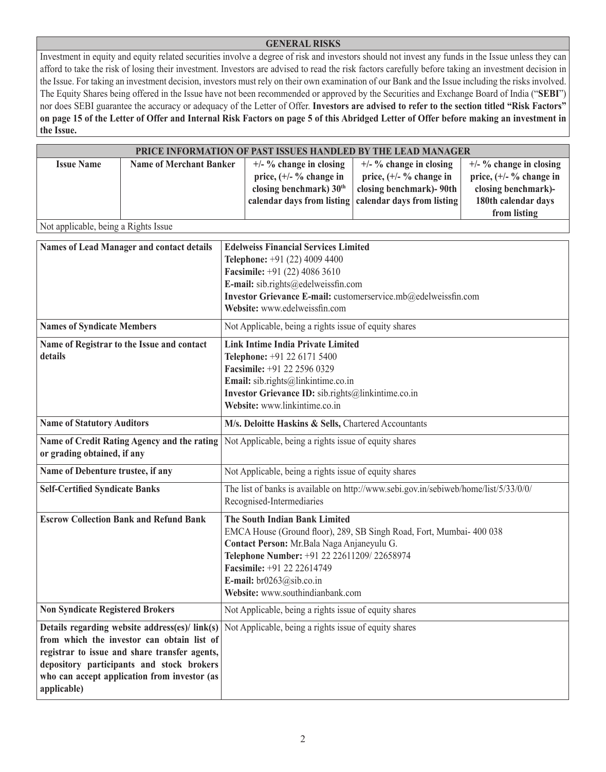## GENERAL RISKS

Investment in equity and equity related securities involve a degree of risk and investors should not invest any funds in the Issue unless they can afford to take the risk of losing their investment. Investors are advised to read the risk factors carefully before taking an investment decision in the Issue. For taking an investment decision, investors must rely on their own examination of our Bank and the Issue including the risks involved. The Equity Shares being offered in the Issue have not been recommended or approved by the Securities and Exchange Board of India ("**SEBI**") nor does SEBI guarantee the accuracy or adequacy of the Letter of Offer. **Investors are advised to refer to the section titled "Risk Factors" on page 15 of the Letter of Offer and Internal Risk Factors on page 5 of this Abridged Letter of Offer before making an investment in the Issue.**

## PRICE INFORMATION OF PAST ISSUES HANDLED BY THE LEAD MANAGER

| Issue Name | Name of Merchant Banker | +/- % change in closing price, (+/- % change in closing benchmark) 30th calendar days from listing | +/- % change in closing price, (+/- % change in closing benchmark)- 90th calendar days from listing | +/- % change in closing price, (+/- % change in closing benchmark)- 180th calendar days from listing |
|---|---|---|---|---|
| Not applicable, being a Rights Issue | | | | |

| | |
|---|---|
| **Names of Lead Manager and contact details** | **Edelweiss Financial Services Limited**<br>**Telephone:** +91 (22) 4009 4400<br>**Facsimile:** +91 (22) 4086 3610<br>**E-mail:** sib.rights@edelweissfin.com<br>**Investor Grievance E-mail:** customerservice.mb@edelweissfin.com<br>**Website:** www.edelweissfin.com |
| **Names of Syndicate Members** | Not Applicable, being a rights issue of equity shares |
| **Name of Registrar to the Issue and contact details** | **Link Intime India Private Limited**<br>**Telephone:** +91 22 6171 5400<br>**Facsimile:** +91 22 2596 0329<br>**Email:** sib.rights@linkintime.co.in<br>**Investor Grievance ID:** sib.rights@linkintime.co.in<br>**Website:** www.linkintime.co.in |
| **Name of Statutory Auditors** | **M/s. Deloitte Haskins & Sells,** Chartered Accountants |
| **Name of Credit Rating Agency and the rating or grading obtained, if any** | Not Applicable, being a rights issue of equity shares |
| **Name of Debenture trustee, if any** | Not Applicable, being a rights issue of equity shares |
| **Self-Certified Syndicate Banks** | The list of banks is available on http://www.sebi.gov.in/sebiweb/home/list/5/33/0/0/Recognised-Intermediaries |
| **Escrow Collection Bank and Refund Bank** | **The South Indian Bank Limited**<br>EMCA House (Ground floor), 289, SB Singh Road, Fort, Mumbai- 400 038<br>**Contact Person:** Mr.Bala Naga Anjaneyulu G.<br>**Telephone Number:** +91 22 22611209/ 22658974<br>**Facsimile:** +91 22 22614749<br>**E-mail:** br0263@sib.co.in<br>**Website:** www.southindianbank.com |
| **Non Syndicate Registered Brokers** | Not Applicable, being a rights issue of equity shares |
| **Details regarding website address(es)/ link(s) from which the investor can obtain list of registrar to issue and share transfer agents, depository participants and stock brokers who can accept application from investor (as applicable)** | Not Applicable, being a rights issue of equity shares |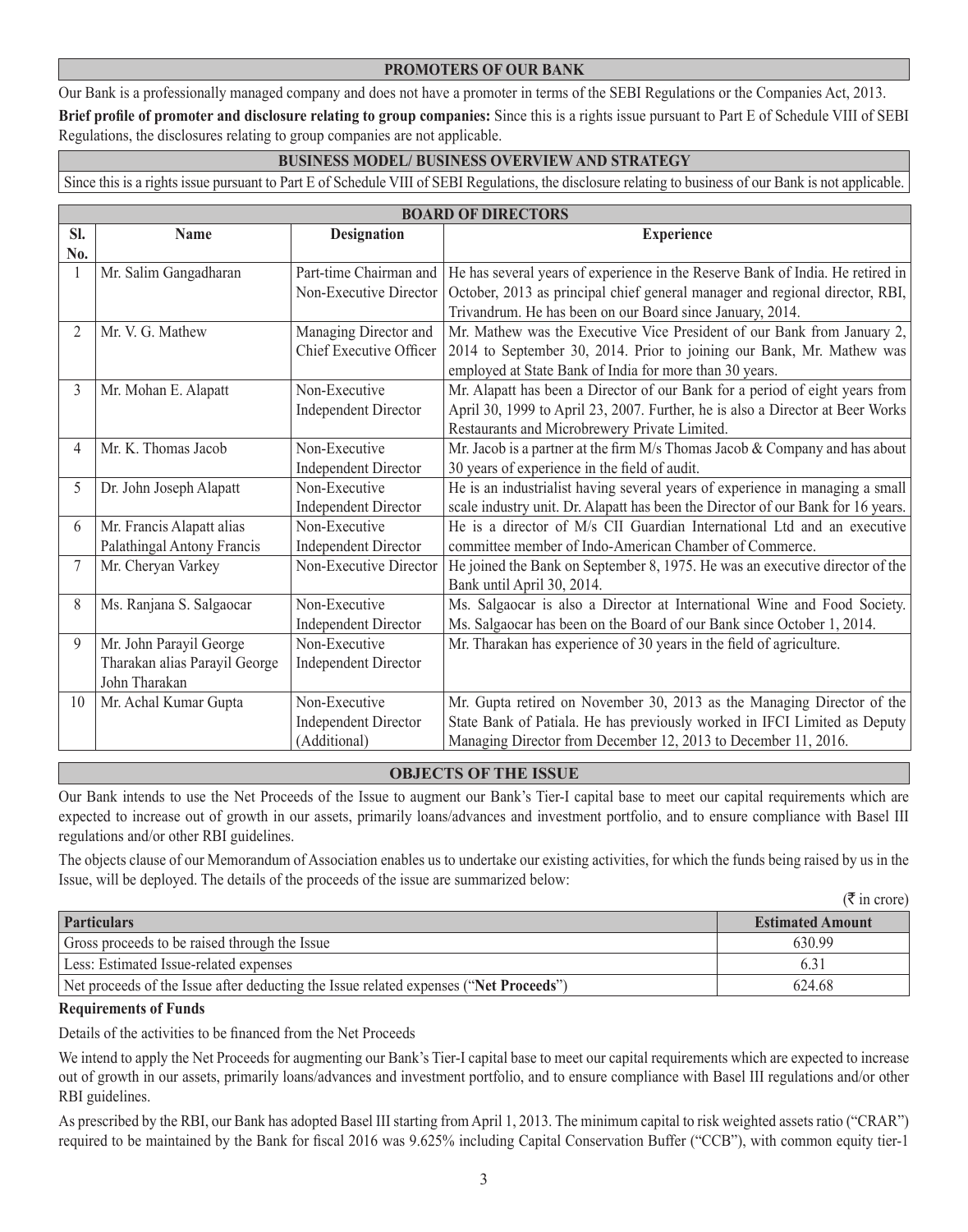## PROMOTERS OF OUR BANK

Our Bank is a professionally managed company and does not have a promoter in terms of the SEBI Regulations or the Companies Act, 2013.

**Brief profile of promoter and disclosure relating to group companies:** Since this is a rights issue pursuant to Part E of Schedule VIII of SEBI Regulations, the disclosures relating to group companies are not applicable.

## BUSINESS MODEL/ BUSINESS OVERVIEW AND STRATEGY

Since this is a rights issue pursuant to Part E of Schedule VIII of SEBI Regulations, the disclosure relating to business of our Bank is not applicable.

## BOARD OF DIRECTORS

| Sl. No. | Name | Designation | Experience |
|---|---|---|---|
| 1 | Mr. Salim Gangadharan | Part-time Chairman and Non-Executive Director | He has several years of experience in the Reserve Bank of India. He retired in October, 2013 as principal chief general manager and regional director, RBI, Trivandrum. He has been on our Board since January, 2014. |
| 2 | Mr. V. G. Mathew | Managing Director and Chief Executive Officer | Mr. Mathew was the Executive Vice President of our Bank from January 2, 2014 to September 30, 2014. Prior to joining our Bank, Mr. Mathew was employed at State Bank of India for more than 30 years. |
| 3 | Mr. Mohan E. Alapatt | Non-Executive Independent Director | Mr. Alapatt has been a Director of our Bank for a period of eight years from April 30, 1999 to April 23, 2007. Further, he is also a Director at Beer Works Restaurants and Microbrewery Private Limited. |
| 4 | Mr. K. Thomas Jacob | Non-Executive Independent Director | Mr. Jacob is a partner at the firm M/s Thomas Jacob & Company and has about 30 years of experience in the field of audit. |
| 5 | Dr. John Joseph Alapatt | Non-Executive Independent Director | He is an industrialist having several years of experience in managing a small scale industry unit. Dr. Alapatt has been the Director of our Bank for 16 years. |
| 6 | Mr. Francis Alapatt alias Palathingal Antony Francis | Non-Executive Independent Director | He is a director of M/s CII Guardian International Ltd and an executive committee member of Indo-American Chamber of Commerce. |
| 7 | Mr. Cheryan Varkey | Non-Executive Director | He joined the Bank on September 8, 1975. He was an executive director of the Bank until April 30, 2014. |
| 8 | Ms. Ranjana S. Salgaocar | Non-Executive Independent Director | Ms. Salgaocar is also a Director at International Wine and Food Society. Ms. Salgaocar has been on the Board of our Bank since October 1, 2014. |
| 9 | Mr. John Parayil George Tharakan alias Parayil George John Tharakan | Non-Executive Independent Director | Mr. Tharakan has experience of 30 years in the field of agriculture. |
| 10 | Mr. Achal Kumar Gupta | Non-Executive Independent Director (Additional) | Mr. Gupta retired on November 30, 2013 as the Managing Director of the State Bank of Patiala. He has previously worked in IFCI Limited as Deputy Managing Director from December 12, 2013 to December 11, 2016. |

## OBJECTS OF THE ISSUE

Our Bank intends to use the Net Proceeds of the Issue to augment our Bank's Tier-I capital base to meet our capital requirements which are expected to increase out of growth in our assets, primarily loans/advances and investment portfolio, and to ensure compliance with Basel III regulations and/or other RBI guidelines.

The objects clause of our Memorandum of Association enables us to undertake our existing activities, for which the funds being raised by us in the Issue, will be deployed. The details of the proceeds of the issue are summarized below:

(₹ in crore)

| Particulars | Estimated Amount |
|---|---|
| Gross proceeds to be raised through the Issue | 630.99 |
| Less: Estimated Issue-related expenses | 6.31 |
| Net proceeds of the Issue after deducting the Issue related expenses ("**Net Proceeds**") | 624.68 |

**Requirements of Funds**

Details of the activities to be financed from the Net Proceeds

We intend to apply the Net Proceeds for augmenting our Bank's Tier-I capital base to meet our capital requirements which are expected to increase out of growth in our assets, primarily loans/advances and investment portfolio, and to ensure compliance with Basel III regulations and/or other RBI guidelines.

As prescribed by the RBI, our Bank has adopted Basel III starting from April 1, 2013. The minimum capital to risk weighted assets ratio ("CRAR") required to be maintained by the Bank for fiscal 2016 was 9.625% including Capital Conservation Buffer ("CCB"), with common equity tier-1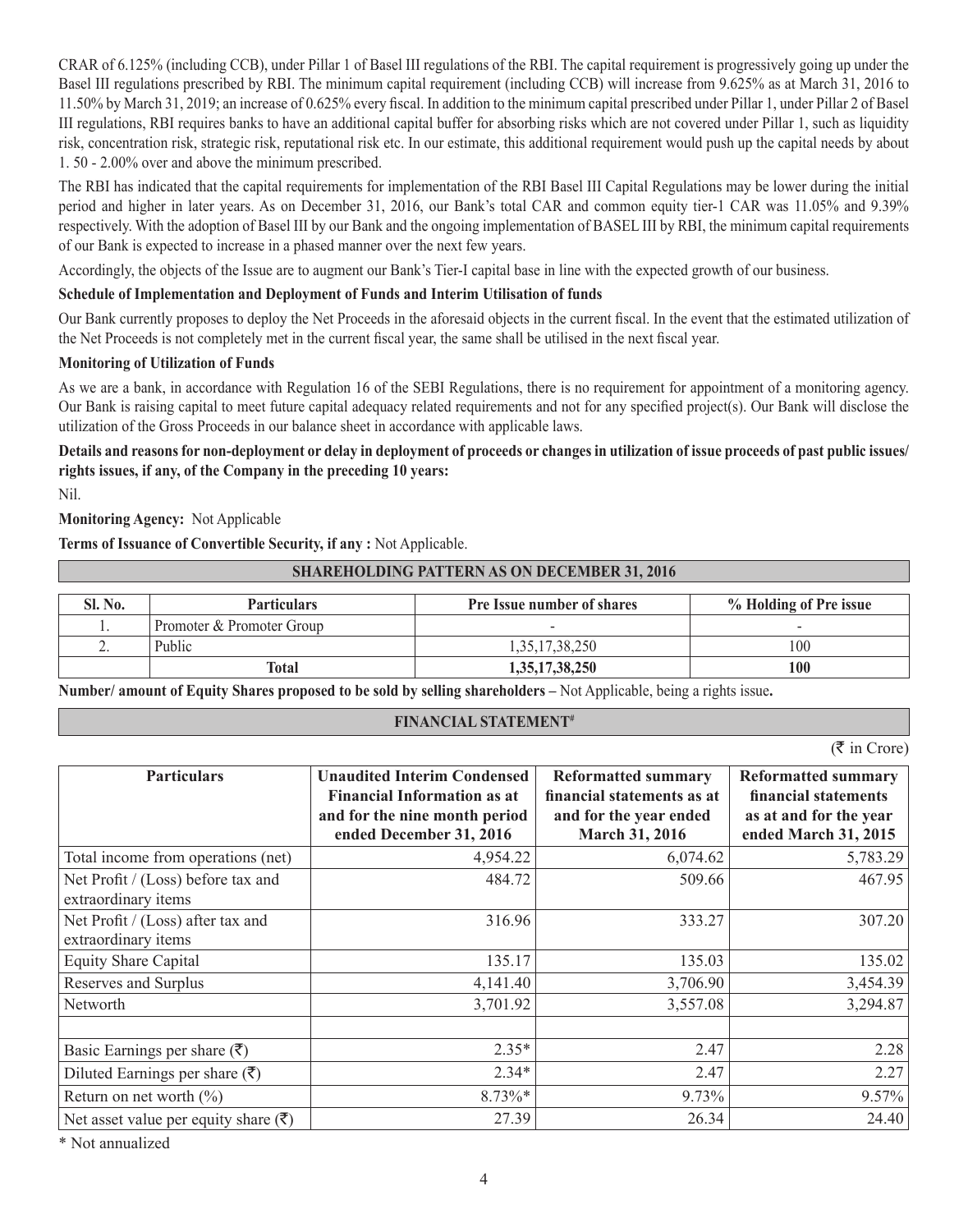CRAR of 6.125% (including CCB), under Pillar 1 of Basel III regulations of the RBI. The capital requirement is progressively going up under the Basel III regulations prescribed by RBI. The minimum capital requirement (including CCB) will increase from 9.625% as at March 31, 2016 to 11.50% by March 31, 2019; an increase of 0.625% every fiscal. In addition to the minimum capital prescribed under Pillar 1, under Pillar 2 of Basel III regulations, RBI requires banks to have an additional capital buffer for absorbing risks which are not covered under Pillar 1, such as liquidity risk, concentration risk, strategic risk, reputational risk etc. In our estimate, this additional requirement would push up the capital needs by about 1. 50 - 2.00% over and above the minimum prescribed.

The RBI has indicated that the capital requirements for implementation of the RBI Basel III Capital Regulations may be lower during the initial period and higher in later years. As on December 31, 2016, our Bank's total CAR and common equity tier-1 CAR was 11.05% and 9.39% respectively. With the adoption of Basel III by our Bank and the ongoing implementation of BASEL III by RBI, the minimum capital requirements of our Bank is expected to increase in a phased manner over the next few years.

Accordingly, the objects of the Issue are to augment our Bank's Tier-I capital base in line with the expected growth of our business.

**Schedule of Implementation and Deployment of Funds and Interim Utilisation of funds**

Our Bank currently proposes to deploy the Net Proceeds in the aforesaid objects in the current fiscal. In the event that the estimated utilization of the Net Proceeds is not completely met in the current fiscal year, the same shall be utilised in the next fiscal year.

**Monitoring of Utilization of Funds**

As we are a bank, in accordance with Regulation 16 of the SEBI Regulations, there is no requirement for appointment of a monitoring agency. Our Bank is raising capital to meet future capital adequacy related requirements and not for any specified project(s). Our Bank will disclose the utilization of the Gross Proceeds in our balance sheet in accordance with applicable laws.

**Details and reasons for non-deployment or delay in deployment of proceeds or changes in utilization of issue proceeds of past public issues/ rights issues, if any, of the Company in the preceding 10 years:**

Nil.

**Monitoring Agency:** Not Applicable

**Terms of Issuance of Convertible Security, if any :** Not Applicable.

## SHAREHOLDING PATTERN AS ON DECEMBER 31, 2016

| Sl. No. | Particulars | Pre Issue number of shares | % Holding of Pre issue |
|---|---|---|---|
| 1. | Promoter & Promoter Group | - | - |
| 2. | Public | 1,35,17,38,250 | 100 |
| | **Total** | **1,35,17,38,250** | **100** |

**Number/ amount of Equity Shares proposed to be sold by selling shareholders –** Not Applicable, being a rights issue**.**

## FINANCIAL STATEMENT#

(₹ in Crore)

| Particulars | Unaudited Interim Condensed Financial Information as at and for the nine month period ended December 31, 2016 | Reformatted summary financial statements as at and for the year ended March 31, 2016 | Reformatted summary financial statements as at and for the year ended March 31, 2015 |
|---|---|---|---|
| Total income from operations (net) | 4,954.22 | 6,074.62 | 5,783.29 |
| Net Profit / (Loss) before tax and extraordinary items | 484.72 | 509.66 | 467.95 |
| Net Profit / (Loss) after tax and extraordinary items | 316.96 | 333.27 | 307.20 |
| Equity Share Capital | 135.17 | 135.03 | 135.02 |
| Reserves and Surplus | 4,141.40 | 3,706.90 | 3,454.39 |
| Networth | 3,701.92 | 3,557.08 | 3,294.87 |
| | | | |
| Basic Earnings per share (₹) | 2.35* | 2.47 | 2.28 |
| Diluted Earnings per share (₹) | 2.34* | 2.47 | 2.27 |
| Return on net worth (%) | 8.73%* | 9.73% | 9.57% |
| Net asset value per equity share (₹) | 27.39 | 26.34 | 24.40 |

\* Not annualized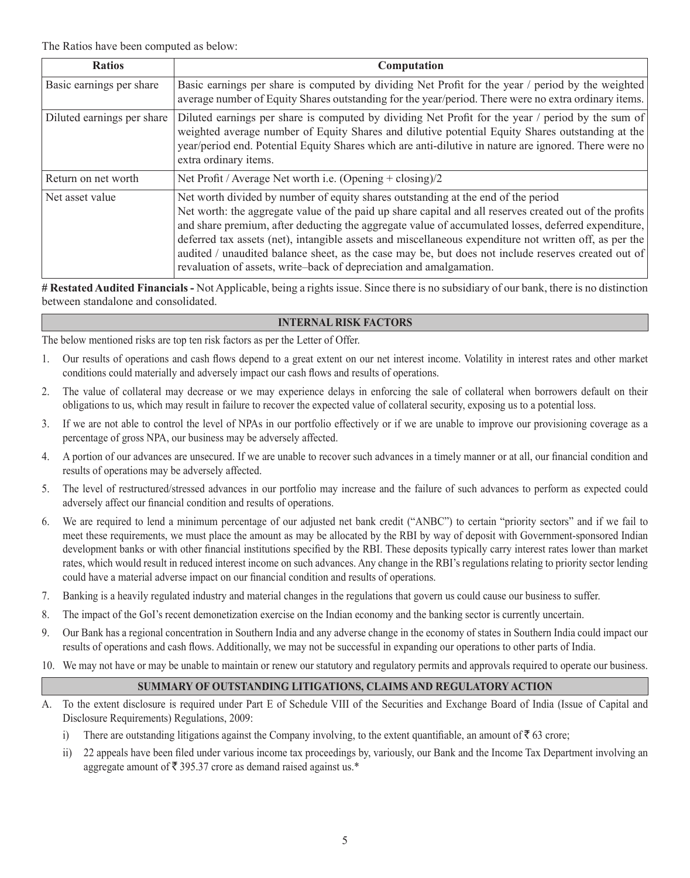The Ratios have been computed as below:

| Ratios | Computation |
|---|---|
| Basic earnings per share | Basic earnings per share is computed by dividing Net Profit for the year / period by the weighted average number of Equity Shares outstanding for the year/period. There were no extra ordinary items. |
| Diluted earnings per share | Diluted earnings per share is computed by dividing Net Profit for the year / period by the sum of weighted average number of Equity Shares and dilutive potential Equity Shares outstanding at the year/period end. Potential Equity Shares which are anti-dilutive in nature are ignored. There were no extra ordinary items. |
| Return on net worth | Net Profit / Average Net worth i.e. (Opening + closing)/2 |
| Net asset value | Net worth divided by number of equity shares outstanding at the end of the period<br>Net worth: the aggregate value of the paid up share capital and all reserves created out of the profits and share premium, after deducting the aggregate value of accumulated losses, deferred expenditure, deferred tax assets (net), intangible assets and miscellaneous expenditure not written off, as per the audited / unaudited balance sheet, as the case may be, but does not include reserves created out of revaluation of assets, write–back of depreciation and amalgamation. |

**# Restated Audited Financials -** Not Applicable, being a rights issue. Since there is no subsidiary of our bank, there is no distinction between standalone and consolidated.

## INTERNAL RISK FACTORS

The below mentioned risks are top ten risk factors as per the Letter of Offer.

1. Our results of operations and cash flows depend to a great extent on our net interest income. Volatility in interest rates and other market conditions could materially and adversely impact our cash flows and results of operations.
2. The value of collateral may decrease or we may experience delays in enforcing the sale of collateral when borrowers default on their obligations to us, which may result in failure to recover the expected value of collateral security, exposing us to a potential loss.
3. If we are not able to control the level of NPAs in our portfolio effectively or if we are unable to improve our provisioning coverage as a percentage of gross NPA, our business may be adversely affected.
4. A portion of our advances are unsecured. If we are unable to recover such advances in a timely manner or at all, our financial condition and results of operations may be adversely affected.
5. The level of restructured/stressed advances in our portfolio may increase and the failure of such advances to perform as expected could adversely affect our financial condition and results of operations.
6. We are required to lend a minimum percentage of our adjusted net bank credit ("ANBC") to certain "priority sectors" and if we fail to meet these requirements, we must place the amount as may be allocated by the RBI by way of deposit with Government-sponsored Indian development banks or with other financial institutions specified by the RBI. These deposits typically carry interest rates lower than market rates, which would result in reduced interest income on such advances. Any change in the RBI's regulations relating to priority sector lending could have a material adverse impact on our financial condition and results of operations.
7. Banking is a heavily regulated industry and material changes in the regulations that govern us could cause our business to suffer.
8. The impact of the GoI's recent demonetization exercise on the Indian economy and the banking sector is currently uncertain.
9. Our Bank has a regional concentration in Southern India and any adverse change in the economy of states in Southern India could impact our results of operations and cash flows. Additionally, we may not be successful in expanding our operations to other parts of India.
10. We may not have or may be unable to maintain or renew our statutory and regulatory permits and approvals required to operate our business.

## SUMMARY OF OUTSTANDING LITIGATIONS, CLAIMS AND REGULATORY ACTION

A. To the extent disclosure is required under Part E of Schedule VIII of the Securities and Exchange Board of India (Issue of Capital and Disclosure Requirements) Regulations, 2009:

   i) There are outstanding litigations against the Company involving, to the extent quantifiable, an amount of ₹ 63 crore;

   ii) 22 appeals have been filed under various income tax proceedings by, variously, our Bank and the Income Tax Department involving an aggregate amount of ₹ 395.37 crore as demand raised against us.*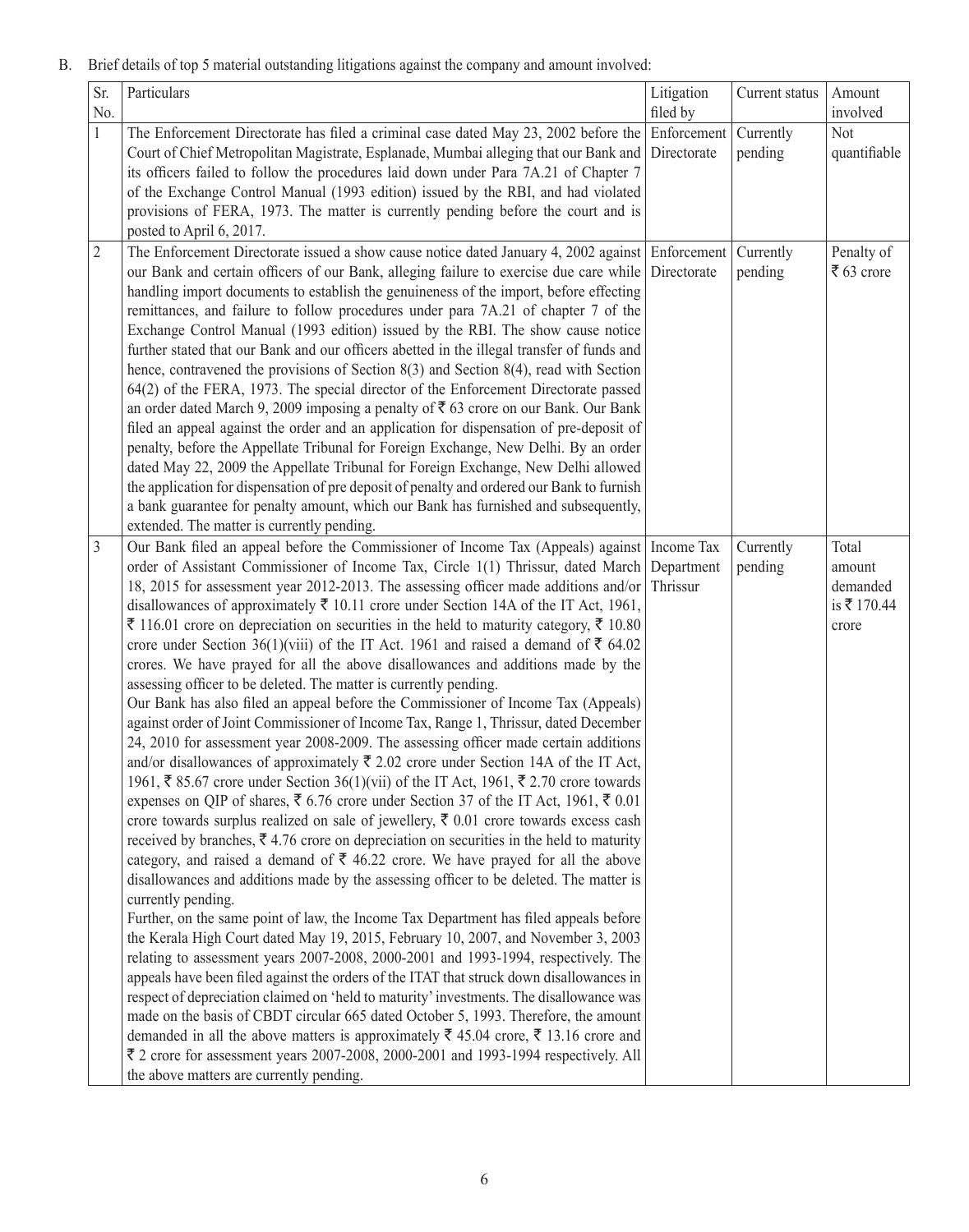B. Brief details of top 5 material outstanding litigations against the company and amount involved:

| Sr. No. | Particulars | Litigation filed by | Current status | Amount involved |
|---|---|---|---|---|
| 1 | The Enforcement Directorate has filed a criminal case dated May 23, 2002 before the Court of Chief Metropolitan Magistrate, Esplanade, Mumbai alleging that our Bank and its officers failed to follow the procedures laid down under Para 7A.21 of Chapter 7 of the Exchange Control Manual (1993 edition) issued by the RBI, and had violated provisions of FERA, 1973. The matter is currently pending before the court and is posted to April 6, 2017. | Enforcement Directorate | Currently pending | Not quantifiable |
| 2 | The Enforcement Directorate issued a show cause notice dated January 4, 2002 against our Bank and certain officers of our Bank, alleging failure to exercise due care while handling import documents to establish the genuineness of the import, before effecting remittances, and failure to follow procedures under para 7A.21 of chapter 7 of the Exchange Control Manual (1993 edition) issued by the RBI. The show cause notice further stated that our Bank and our officers abetted in the illegal transfer of funds and hence, contravened the provisions of Section 8(3) and Section 8(4), read with Section 64(2) of the FERA, 1973. The special director of the Enforcement Directorate passed an order dated March 9, 2009 imposing a penalty of ₹ 63 crore on our Bank. Our Bank filed an appeal against the order and an application for dispensation of pre-deposit of penalty, before the Appellate Tribunal for Foreign Exchange, New Delhi. By an order dated May 22, 2009 the Appellate Tribunal for Foreign Exchange, New Delhi allowed the application for dispensation of pre deposit of penalty and ordered our Bank to furnish a bank guarantee for penalty amount, which our Bank has furnished and subsequently, extended. The matter is currently pending. | Enforcement Directorate | Currently pending | Penalty of ₹ 63 crore |
| 3 | Our Bank filed an appeal before the Commissioner of Income Tax (Appeals) against order of Assistant Commissioner of Income Tax, Circle 1(1) Thrissur, dated March 18, 2015 for assessment year 2012-2013. The assessing officer made additions and/or disallowances of approximately ₹ 10.11 crore under Section 14A of the IT Act, 1961, ₹ 116.01 crore on depreciation on securities in the held to maturity category, ₹ 10.80 crore under Section 36(1)(viii) of the IT Act. 1961 and raised a demand of ₹ 64.02 crores. We have prayed for all the above disallowances and additions made by the assessing officer to be deleted. The matter is currently pending.<br>Our Bank has also filed an appeal before the Commissioner of Income Tax (Appeals) against order of Joint Commissioner of Income Tax, Range 1, Thrissur, dated December 24, 2010 for assessment year 2008-2009. The assessing officer made certain additions and/or disallowances of approximately ₹ 2.02 crore under Section 14A of the IT Act, 1961, ₹ 85.67 crore under Section 36(1)(vii) of the IT Act, 1961, ₹ 2.70 crore towards expenses on QIP of shares, ₹ 6.76 crore under Section 37 of the IT Act, 1961, ₹ 0.01 crore towards surplus realized on sale of jewellery, ₹ 0.01 crore towards excess cash received by branches, ₹ 4.76 crore on depreciation on securities in the held to maturity category, and raised a demand of ₹ 46.22 crore. We have prayed for all the above disallowances and additions made by the assessing officer to be deleted. The matter is currently pending.<br>Further, on the same point of law, the Income Tax Department has filed appeals before the Kerala High Court dated May 19, 2015, February 10, 2007, and November 3, 2003 relating to assessment years 2007-2008, 2000-2001 and 1993-1994, respectively. The appeals have been filed against the orders of the ITAT that struck down disallowances in respect of depreciation claimed on 'held to maturity' investments. The disallowance was made on the basis of CBDT circular 665 dated October 5, 1993. Therefore, the amount demanded in all the above matters is approximately ₹ 45.04 crore, ₹ 13.16 crore and ₹ 2 crore for assessment years 2007-2008, 2000-2001 and 1993-1994 respectively. All the above matters are currently pending. | Income Tax Department Thrissur | Currently pending | Total amount demanded is ₹ 170.44 crore |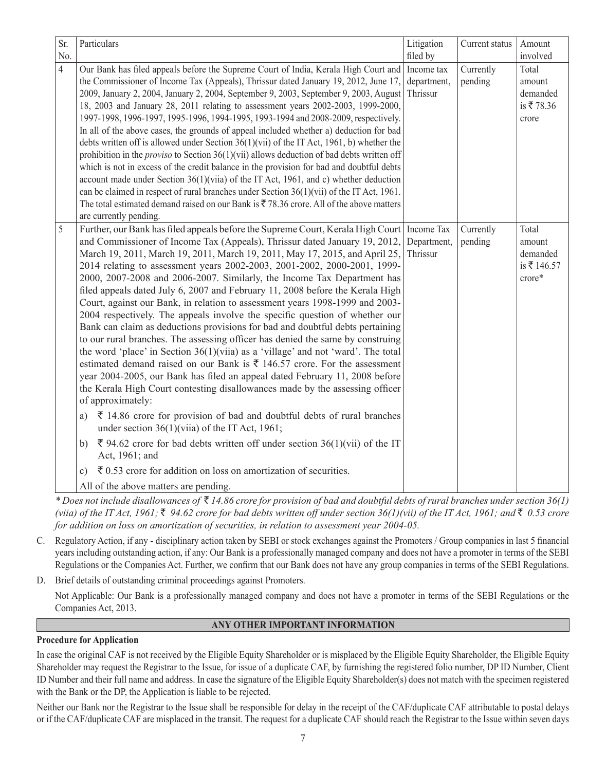| Sr. No. | Particulars | Litigation filed by | Current status | Amount involved |
|---|---|---|---|---|
| 4 | Our Bank has filed appeals before the Supreme Court of India, Kerala High Court and the Commissioner of Income Tax (Appeals), Thrissur dated January 19, 2012, June 17, 2009, January 2, 2004, January 2, 2004, September 9, 2003, September 9, 2003, August 18, 2003 and January 28, 2011 relating to assessment years 2002-2003, 1999-2000, 1997-1998, 1996-1997, 1995-1996, 1994-1995, 1993-1994 and 2008-2009, respectively. In all of the above cases, the grounds of appeal included whether a) deduction for bad debts written off is allowed under Section 36(1)(vii) of the IT Act, 1961, b) whether the prohibition in the *proviso* to Section 36(1)(vii) allows deduction of bad debts written off which is not in excess of the credit balance in the provision for bad and doubtful debts account made under Section 36(1)(viia) of the IT Act, 1961, and c) whether deduction can be claimed in respect of rural branches under Section 36(1)(vii) of the IT Act, 1961. The total estimated demand raised on our Bank is ₹ 78.36 crore. All of the above matters are currently pending. | Income tax department, Thrissur | Currently pending | Total amount demanded is ₹ 78.36 crore |
| 5 | Further, our Bank has filed appeals before the Supreme Court, Kerala High Court and Commissioner of Income Tax (Appeals), Thrissur dated January 19, 2012, March 19, 2011, March 19, 2011, March 19, 2011, May 17, 2015, and April 25, 2014 relating to assessment years 2002-2003, 2001-2002, 2000-2001, 1999-2000, 2007-2008 and 2006-2007. Similarly, the Income Tax Department has filed appeals dated July 6, 2007 and February 11, 2008 before the Kerala High Court, against our Bank, in relation to assessment years 1998-1999 and 2003-2004 respectively. The appeals involve the specific question of whether our Bank can claim as deductions provisions for bad and doubtful debts pertaining to our rural branches. The assessing officer has denied the same by construing the word 'place' in Section 36(1)(viia) as a 'village' and not 'ward'. The total estimated demand raised on our Bank is ₹ 146.57 crore. For the assessment year 2004-2005, our Bank has filed an appeal dated February 11, 2008 before the Kerala High Court contesting disallowances made by the assessing officer of approximately: a) ₹ 14.86 crore for provision of bad and doubtful debts of rural branches under section 36(1)(viia) of the IT Act, 1961; b) ₹ 94.62 crore for bad debts written off under section 36(1)(vii) of the IT Act, 1961; and c) ₹ 0.53 crore for addition on loss on amortization of securities. All of the above matters are pending. | Income Tax Department, Thrissur | Currently pending | Total amount demanded is ₹ 146.57 crore* |

*\* Does not include disallowances of ₹ 14.86 crore for provision of bad and doubtful debts of rural branches under section 36(1)(viia) of the IT Act, 1961; ₹ 94.62 crore for bad debts written off under section 36(1)(vii) of the IT Act, 1961; and ₹ 0.53 crore for addition on loss on amortization of securities, in relation to assessment year 2004-05.*

C. Regulatory Action, if any - disciplinary action taken by SEBI or stock exchanges against the Promoters / Group companies in last 5 financial years including outstanding action, if any: Our Bank is a professionally managed company and does not have a promoter in terms of the SEBI Regulations or the Companies Act. Further, we confirm that our Bank does not have any group companies in terms of the SEBI Regulations.

D. Brief details of outstanding criminal proceedings against Promoters.

Not Applicable: Our Bank is a professionally managed company and does not have a promoter in terms of the SEBI Regulations or the Companies Act, 2013.

## ANY OTHER IMPORTANT INFORMATION

**Procedure for Application**

In case the original CAF is not received by the Eligible Equity Shareholder or is misplaced by the Eligible Equity Shareholder, the Eligible Equity Shareholder may request the Registrar to the Issue, for issue of a duplicate CAF, by furnishing the registered folio number, DP ID Number, Client ID Number and their full name and address. In case the signature of the Eligible Equity Shareholder(s) does not match with the specimen registered with the Bank or the DP, the Application is liable to be rejected.

Neither our Bank nor the Registrar to the Issue shall be responsible for delay in the receipt of the CAF/duplicate CAF attributable to postal delays or if the CAF/duplicate CAF are misplaced in the transit. The request for a duplicate CAF should reach the Registrar to the Issue within seven days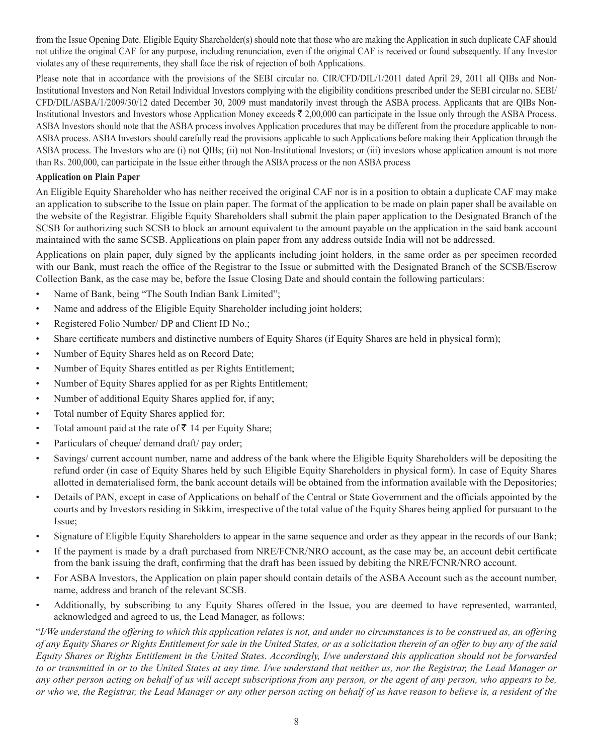from the Issue Opening Date. Eligible Equity Shareholder(s) should note that those who are making the Application in such duplicate CAF should not utilize the original CAF for any purpose, including renunciation, even if the original CAF is received or found subsequently. If any Investor violates any of these requirements, they shall face the risk of rejection of both Applications.

Please note that in accordance with the provisions of the SEBI circular no. CIR/CFD/DIL/1/2011 dated April 29, 2011 all QIBs and Non-Institutional Investors and Non Retail Individual Investors complying with the eligibility conditions prescribed under the SEBI circular no. SEBI/CFD/DIL/ASBA/1/2009/30/12 dated December 30, 2009 must mandatorily invest through the ASBA process. Applicants that are QIBs Non-Institutional Investors and Investors whose Application Money exceeds ₹ 2,00,000 can participate in the Issue only through the ASBA Process. ASBA Investors should note that the ASBA process involves Application procedures that may be different from the procedure applicable to non-ASBA process. ASBA Investors should carefully read the provisions applicable to such Applications before making their Application through the ASBA process. The Investors who are (i) not QIBs; (ii) not Non-Institutional Investors; or (iii) investors whose application amount is not more than Rs. 200,000, can participate in the Issue either through the ASBA process or the non ASBA process

**Application on Plain Paper**

An Eligible Equity Shareholder who has neither received the original CAF nor is in a position to obtain a duplicate CAF may make an application to subscribe to the Issue on plain paper. The format of the application to be made on plain paper shall be available on the website of the Registrar. Eligible Equity Shareholders shall submit the plain paper application to the Designated Branch of the SCSB for authorizing such SCSB to block an amount equivalent to the amount payable on the application in the said bank account maintained with the same SCSB. Applications on plain paper from any address outside India will not be addressed.

Applications on plain paper, duly signed by the applicants including joint holders, in the same order as per specimen recorded with our Bank, must reach the office of the Registrar to the Issue or submitted with the Designated Branch of the SCSB/Escrow Collection Bank, as the case may be, before the Issue Closing Date and should contain the following particulars:

- Name of Bank, being "The South Indian Bank Limited";
- Name and address of the Eligible Equity Shareholder including joint holders;
- Registered Folio Number/ DP and Client ID No.;
- Share certificate numbers and distinctive numbers of Equity Shares (if Equity Shares are held in physical form);
- Number of Equity Shares held as on Record Date;
- Number of Equity Shares entitled as per Rights Entitlement;
- Number of Equity Shares applied for as per Rights Entitlement;
- Number of additional Equity Shares applied for, if any;
- Total number of Equity Shares applied for;
- Total amount paid at the rate of ₹ 14 per Equity Share;
- Particulars of cheque/ demand draft/ pay order;
- Savings/ current account number, name and address of the bank where the Eligible Equity Shareholders will be depositing the refund order (in case of Equity Shares held by such Eligible Equity Shareholders in physical form). In case of Equity Shares allotted in dematerialised form, the bank account details will be obtained from the information available with the Depositories;
- Details of PAN, except in case of Applications on behalf of the Central or State Government and the officials appointed by the courts and by Investors residing in Sikkim, irrespective of the total value of the Equity Shares being applied for pursuant to the Issue;
- Signature of Eligible Equity Shareholders to appear in the same sequence and order as they appear in the records of our Bank;
- If the payment is made by a draft purchased from NRE/FCNR/NRO account, as the case may be, an account debit certificate from the bank issuing the draft, confirming that the draft has been issued by debiting the NRE/FCNR/NRO account.
- For ASBA Investors, the Application on plain paper should contain details of the ASBA Account such as the account number, name, address and branch of the relevant SCSB.
- Additionally, by subscribing to any Equity Shares offered in the Issue, you are deemed to have represented, warranted, acknowledged and agreed to us, the Lead Manager, as follows:

"*I/We understand the offering to which this application relates is not, and under no circumstances is to be construed as, an offering of any Equity Shares or Rights Entitlement for sale in the United States, or as a solicitation therein of an offer to buy any of the said Equity Shares or Rights Entitlement in the United States. Accordingly, I/we understand this application should not be forwarded to or transmitted in or to the United States at any time. I/we understand that neither us, nor the Registrar, the Lead Manager or any other person acting on behalf of us will accept subscriptions from any person, or the agent of any person, who appears to be, or who we, the Registrar, the Lead Manager or any other person acting on behalf of us have reason to believe is, a resident of the*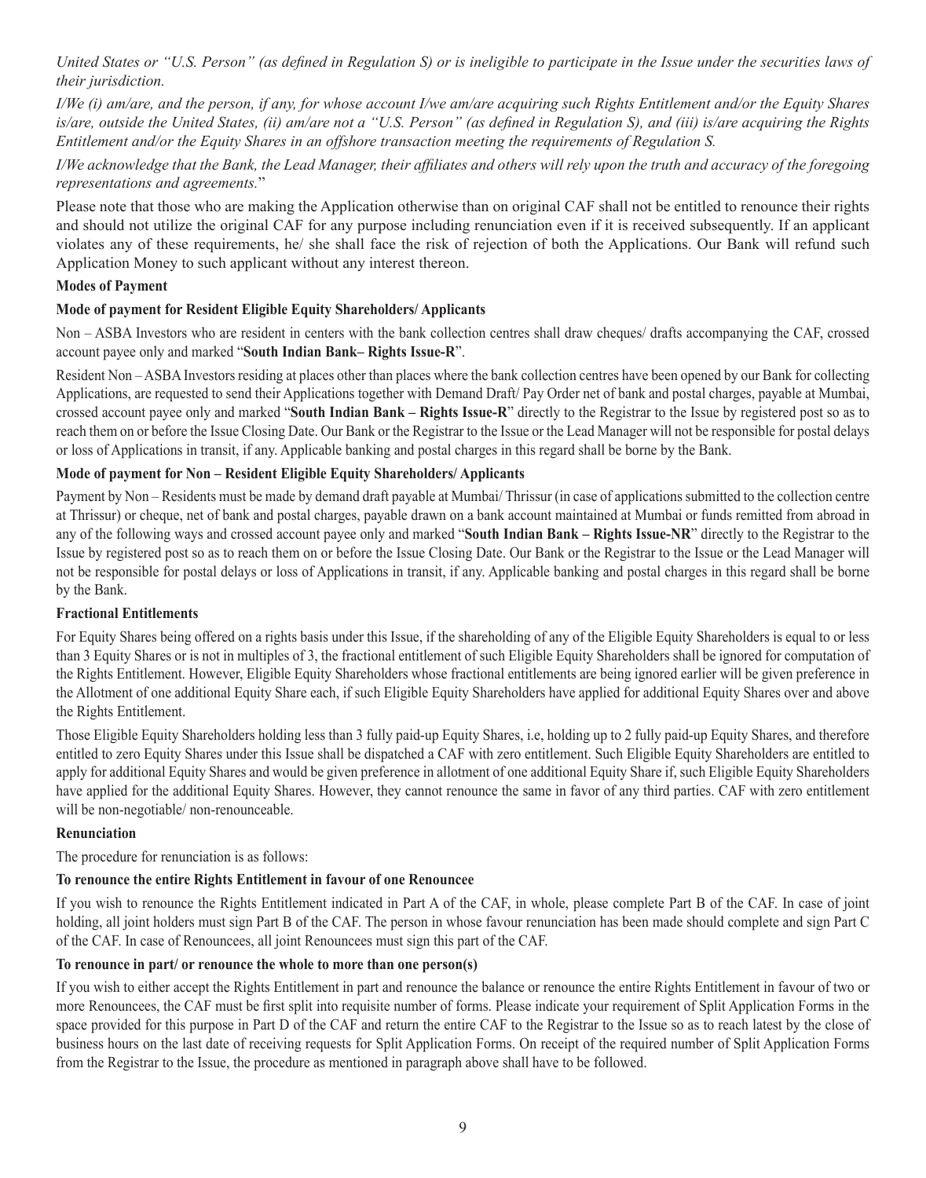*United States or "U.S. Person" (as defined in Regulation S) or is ineligible to participate in the Issue under the securities laws of their jurisdiction.*

*I/We (i) am/are, and the person, if any, for whose account I/we am/are acquiring such Rights Entitlement and/or the Equity Shares is/are, outside the United States, (ii) am/are not a "U.S. Person" (as defined in Regulation S), and (iii) is/are acquiring the Rights Entitlement and/or the Equity Shares in an offshore transaction meeting the requirements of Regulation S.*

*I/We acknowledge that the Bank, the Lead Manager, their affiliates and others will rely upon the truth and accuracy of the foregoing representations and agreements.*"

Please note that those who are making the Application otherwise than on original CAF shall not be entitled to renounce their rights and should not utilize the original CAF for any purpose including renunciation even if it is received subsequently. If an applicant violates any of these requirements, he/ she shall face the risk of rejection of both the Applications. Our Bank will refund such Application Money to such applicant without any interest thereon.

**Modes of Payment**

**Mode of payment for Resident Eligible Equity Shareholders/ Applicants**

Non – ASBA Investors who are resident in centers with the bank collection centres shall draw cheques/ drafts accompanying the CAF, crossed account payee only and marked "**South Indian Bank– Rights Issue-R**".

Resident Non – ASBA Investors residing at places other than places where the bank collection centres have been opened by our Bank for collecting Applications, are requested to send their Applications together with Demand Draft/ Pay Order net of bank and postal charges, payable at Mumbai, crossed account payee only and marked "**South Indian Bank – Rights Issue-R**" directly to the Registrar to the Issue by registered post so as to reach them on or before the Issue Closing Date. Our Bank or the Registrar to the Issue or the Lead Manager will not be responsible for postal delays or loss of Applications in transit, if any. Applicable banking and postal charges in this regard shall be borne by the Bank.

**Mode of payment for Non – Resident Eligible Equity Shareholders/ Applicants**

Payment by Non – Residents must be made by demand draft payable at Mumbai/ Thrissur (in case of applications submitted to the collection centre at Thrissur) or cheque, net of bank and postal charges, payable drawn on a bank account maintained at Mumbai or funds remitted from abroad in any of the following ways and crossed account payee only and marked "**South Indian Bank – Rights Issue-NR**" directly to the Registrar to the Issue by registered post so as to reach them on or before the Issue Closing Date. Our Bank or the Registrar to the Issue or the Lead Manager will not be responsible for postal delays or loss of Applications in transit, if any. Applicable banking and postal charges in this regard shall be borne by the Bank.

**Fractional Entitlements**

For Equity Shares being offered on a rights basis under this Issue, if the shareholding of any of the Eligible Equity Shareholders is equal to or less than 3 Equity Shares or is not in multiples of 3, the fractional entitlement of such Eligible Equity Shareholders shall be ignored for computation of the Rights Entitlement. However, Eligible Equity Shareholders whose fractional entitlements are being ignored earlier will be given preference in the Allotment of one additional Equity Share each, if such Eligible Equity Shareholders have applied for additional Equity Shares over and above the Rights Entitlement.

Those Eligible Equity Shareholders holding less than 3 fully paid-up Equity Shares, i.e, holding up to 2 fully paid-up Equity Shares, and therefore entitled to zero Equity Shares under this Issue shall be dispatched a CAF with zero entitlement. Such Eligible Equity Shareholders are entitled to apply for additional Equity Shares and would be given preference in allotment of one additional Equity Share if, such Eligible Equity Shareholders have applied for the additional Equity Shares. However, they cannot renounce the same in favor of any third parties. CAF with zero entitlement will be non-negotiable/ non-renounceable.

**Renunciation**

The procedure for renunciation is as follows:

**To renounce the entire Rights Entitlement in favour of one Renouncee**

If you wish to renounce the Rights Entitlement indicated in Part A of the CAF, in whole, please complete Part B of the CAF. In case of joint holding, all joint holders must sign Part B of the CAF. The person in whose favour renunciation has been made should complete and sign Part C of the CAF. In case of Renouncees, all joint Renouncees must sign this part of the CAF.

**To renounce in part/ or renounce the whole to more than one person(s)**

If you wish to either accept the Rights Entitlement in part and renounce the balance or renounce the entire Rights Entitlement in favour of two or more Renouncees, the CAF must be first split into requisite number of forms. Please indicate your requirement of Split Application Forms in the space provided for this purpose in Part D of the CAF and return the entire CAF to the Registrar to the Issue so as to reach latest by the close of business hours on the last date of receiving requests for Split Application Forms. On receipt of the required number of Split Application Forms from the Registrar to the Issue, the procedure as mentioned in paragraph above shall have to be followed.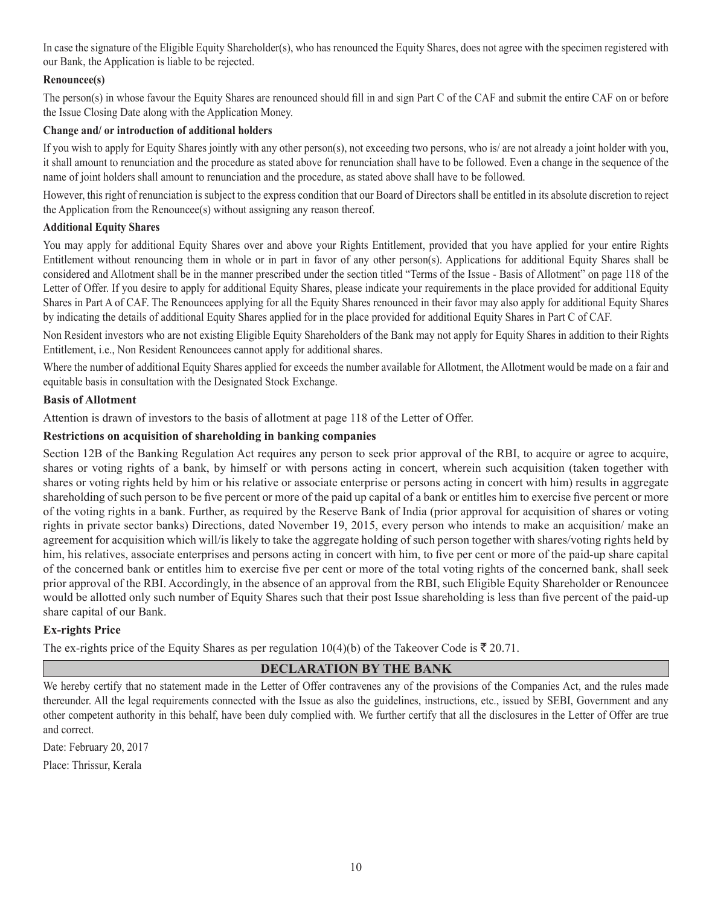In case the signature of the Eligible Equity Shareholder(s), who has renounced the Equity Shares, does not agree with the specimen registered with our Bank, the Application is liable to be rejected.

**Renouncee(s)**

The person(s) in whose favour the Equity Shares are renounced should fill in and sign Part C of the CAF and submit the entire CAF on or before the Issue Closing Date along with the Application Money.

**Change and/ or introduction of additional holders**

If you wish to apply for Equity Shares jointly with any other person(s), not exceeding two persons, who is/ are not already a joint holder with you, it shall amount to renunciation and the procedure as stated above for renunciation shall have to be followed. Even a change in the sequence of the name of joint holders shall amount to renunciation and the procedure, as stated above shall have to be followed.

However, this right of renunciation is subject to the express condition that our Board of Directors shall be entitled in its absolute discretion to reject the Application from the Renouncee(s) without assigning any reason thereof.

**Additional Equity Shares**

You may apply for additional Equity Shares over and above your Rights Entitlement, provided that you have applied for your entire Rights Entitlement without renouncing them in whole or in part in favor of any other person(s). Applications for additional Equity Shares shall be considered and Allotment shall be in the manner prescribed under the section titled "Terms of the Issue - Basis of Allotment" on page 118 of the Letter of Offer. If you desire to apply for additional Equity Shares, please indicate your requirements in the place provided for additional Equity Shares in Part A of CAF. The Renouncees applying for all the Equity Shares renounced in their favor may also apply for additional Equity Shares by indicating the details of additional Equity Shares applied for in the place provided for additional Equity Shares in Part C of CAF.

Non Resident investors who are not existing Eligible Equity Shareholders of the Bank may not apply for Equity Shares in addition to their Rights Entitlement, i.e., Non Resident Renouncees cannot apply for additional shares.

Where the number of additional Equity Shares applied for exceeds the number available for Allotment, the Allotment would be made on a fair and equitable basis in consultation with the Designated Stock Exchange.

**Basis of Allotment**

Attention is drawn of investors to the basis of allotment at page 118 of the Letter of Offer.

**Restrictions on acquisition of shareholding in banking companies**

Section 12B of the Banking Regulation Act requires any person to seek prior approval of the RBI, to acquire or agree to acquire, shares or voting rights of a bank, by himself or with persons acting in concert, wherein such acquisition (taken together with shares or voting rights held by him or his relative or associate enterprise or persons acting in concert with him) results in aggregate shareholding of such person to be five percent or more of the paid up capital of a bank or entitles him to exercise five percent or more of the voting rights in a bank. Further, as required by the Reserve Bank of India (prior approval for acquisition of shares or voting rights in private sector banks) Directions, dated November 19, 2015, every person who intends to make an acquisition/ make an agreement for acquisition which will/is likely to take the aggregate holding of such person together with shares/voting rights held by him, his relatives, associate enterprises and persons acting in concert with him, to five per cent or more of the paid-up share capital of the concerned bank or entitles him to exercise five per cent or more of the total voting rights of the concerned bank, shall seek prior approval of the RBI. Accordingly, in the absence of an approval from the RBI, such Eligible Equity Shareholder or Renouncee would be allotted only such number of Equity Shares such that their post Issue shareholding is less than five percent of the paid-up share capital of our Bank.

**Ex-rights Price**

The ex-rights price of the Equity Shares as per regulation 10(4)(b) of the Takeover Code is ₹ 20.71.

## DECLARATION BY THE BANK

We hereby certify that no statement made in the Letter of Offer contravenes any of the provisions of the Companies Act, and the rules made thereunder. All the legal requirements connected with the Issue as also the guidelines, instructions, etc., issued by SEBI, Government and any other competent authority in this behalf, have been duly complied with. We further certify that all the disclosures in the Letter of Offer are true and correct.

Date: February 20, 2017

Place: Thrissur, Kerala